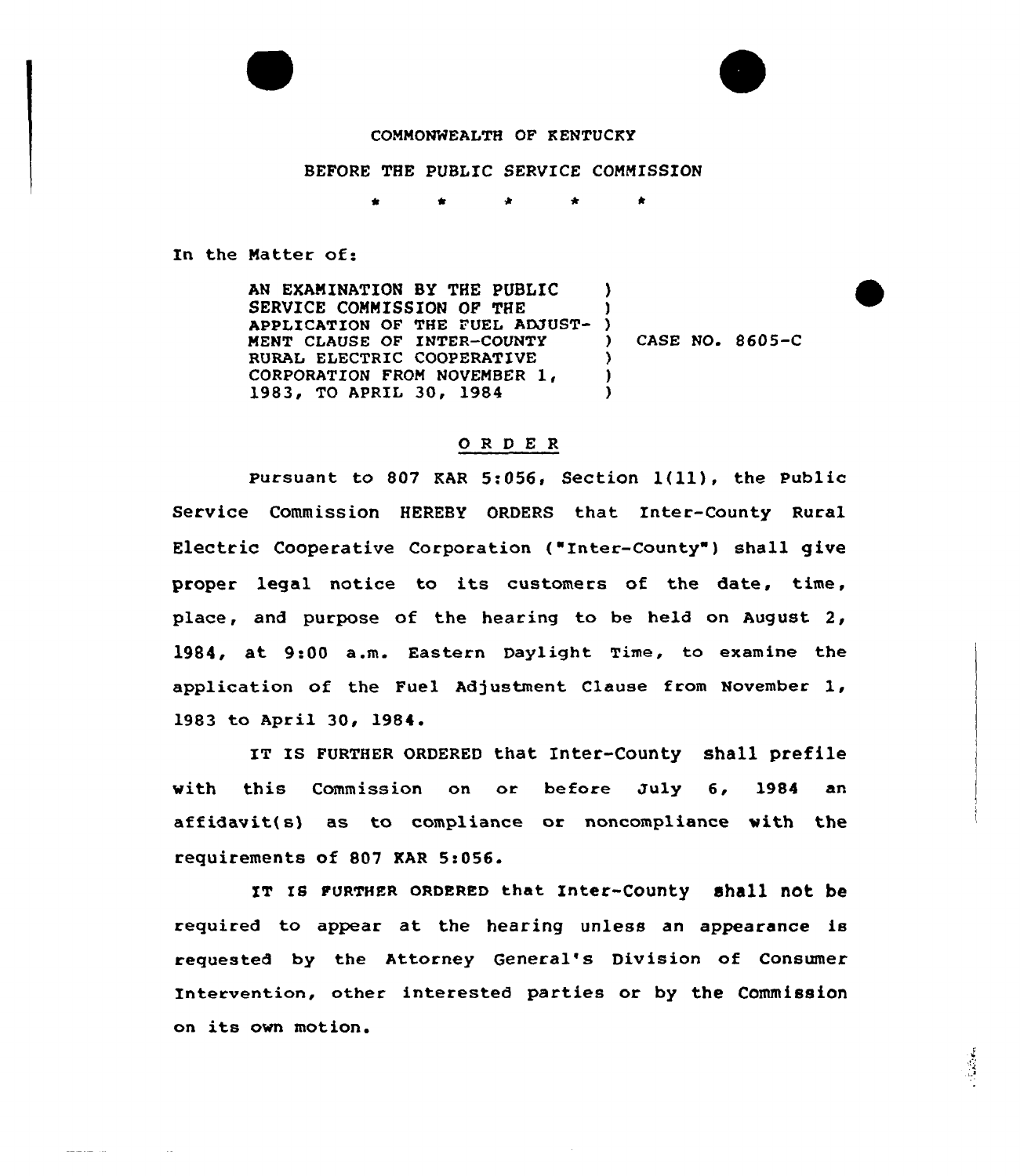COMMONWEALTH OF KENTUCKY

BEFORE THE PUBLIC SERVICE COMMISSION

\* \* \* \* \*

In the Matter of:

| | | |
|---|---|---|
| AN EXAMINATION BY THE PUBLIC SERVICE COMMISSION OF THE APPLICATION OF THE FUEL ADJUSTMENT CLAUSE OF INTER-COUNTY RURAL ELECTRIC COOPERATIVE CORPORATION FROM NOVEMBER 1, 1983, TO APRIL 30, 1984 | ) | CASE NO. 8605-C |

## O R D E R

Pursuant to 807 KAR 5:056, Section 1(11), the Public Service Commission HEREBY ORDERS that Inter-County Rural Electric Cooperative Corporation ("Inter-County") shall give proper legal notice to its customers of the date, time, place, and purpose of the hearing to be held on August 2, 1984, at 9:00 a.m. Eastern Daylight Time, to examine the application of the Fuel Adjustment Clause from November 1, 1983 to April 30, 1984.

IT IS FURTHER ORDERED that Inter-County shall prefile with this Commission on or before July 6, 1984 an affidavit(s) as to compliance or noncompliance with the requirements of 807 KAR 5:056.

IT IS FURTHER ORDERED that Inter-County shall not be required to appear at the hearing unless an appearance is requested by the Attorney General's Division of Consumer Intervention, other interested parties or by the Commission on its own motion.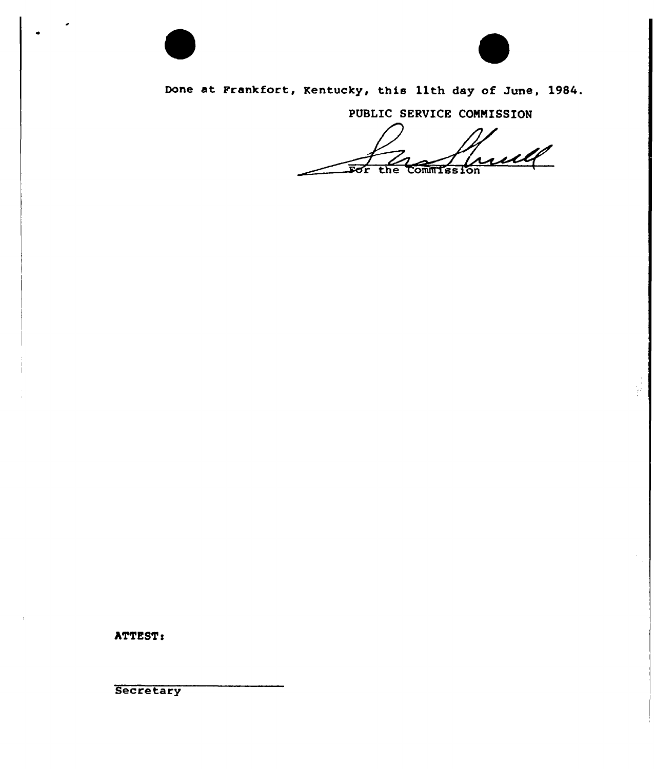Done at Frankfort, Kentucky, this 11th day of June, 1984.

PUBLIC SERVICE COMMISSION

For the Commission

ATTEST:

Secretary